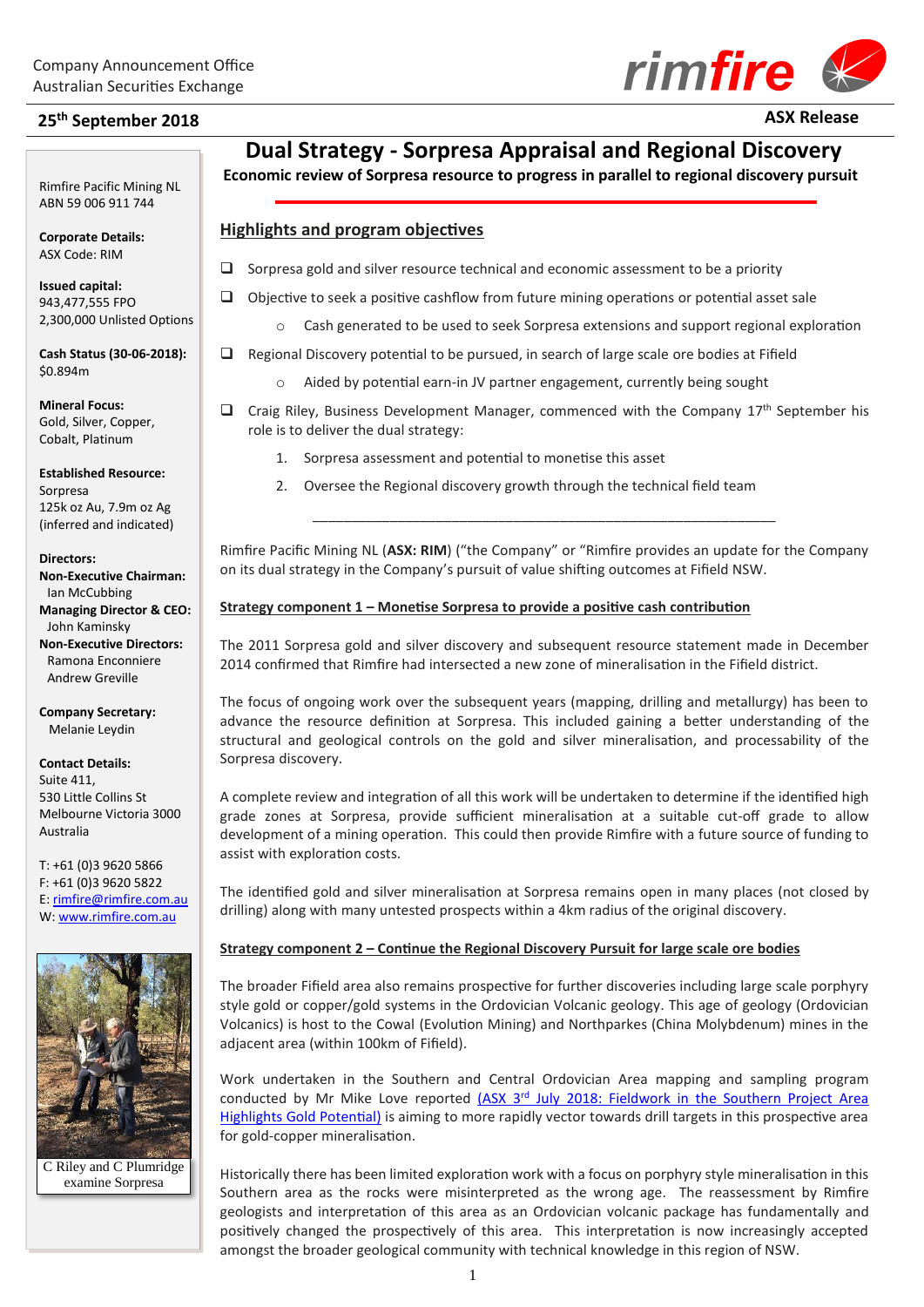Company Announcement Office
Australian Securities Exchange

rimfire

**25th September 2018**

**ASX Release**

Rimfire Pacific Mining NL
ABN 59 006 911 744

**Corporate Details:**
ASX Code: RIM

**Issued capital:**
943,477,555 FPO
2,300,000 Unlisted Options

**Cash Status (30-06-2018):**
$0.894m

**Mineral Focus:**
Gold, Silver, Copper, Cobalt, Platinum

**Established Resource:**
Sorpresa
125k oz Au, 7.9m oz Ag
(inferred and indicated)

**Directors:**
**Non-Executive Chairman:**
Ian McCubbing
**Managing Director & CEO:**
John Kaminsky
**Non-Executive Directors:**
Ramona Enconniere
Andrew Greville

**Company Secretary:**
Melanie Leydin

**Contact Details:**
Suite 411,
530 Little Collins St
Melbourne Victoria 3000
Australia

T: +61 (0)3 9620 5866
F: +61 (0)3 9620 5822
E: rimfire@rimfire.com.au
W: www.rimfire.com.au

C Riley and C Plumridge examine Sorpresa

# Dual Strategy - Sorpresa Appraisal and Regional Discovery

**Economic review of Sorpresa resource to progress in parallel to regional discovery pursuit**

## Highlights and program objectives

- Sorpresa gold and silver resource technical and economic assessment to be a priority
- Objective to seek a positive cashflow from future mining operations or potential asset sale
  - Cash generated to be used to seek Sorpresa extensions and support regional exploration
- Regional Discovery potential to be pursued, in search of large scale ore bodies at Fifield
  - Aided by potential earn-in JV partner engagement, currently being sought
- Craig Riley, Business Development Manager, commenced with the Company 17th September his role is to deliver the dual strategy:
  1. Sorpresa assessment and potential to monetise this asset
  2. Oversee the Regional discovery growth through the technical field team

---

Rimfire Pacific Mining NL (**ASX: RIM**) ("the Company" or "Rimfire provides an update for the Company on its dual strategy in the Company's pursuit of value shifting outcomes at Fifield NSW.

**Strategy component 1 – Monetise Sorpresa to provide a positive cash contribution**

The 2011 Sorpresa gold and silver discovery and subsequent resource statement made in December 2014 confirmed that Rimfire had intersected a new zone of mineralisation in the Fifield district.

The focus of ongoing work over the subsequent years (mapping, drilling and metallurgy) has been to advance the resource definition at Sorpresa. This included gaining a better understanding of the structural and geological controls on the gold and silver mineralisation, and processability of the Sorpresa discovery.

A complete review and integration of all this work will be undertaken to determine if the identified high grade zones at Sorpresa, provide sufficient mineralisation at a suitable cut-off grade to allow development of a mining operation. This could then provide Rimfire with a future source of funding to assist with exploration costs.

The identified gold and silver mineralisation at Sorpresa remains open in many places (not closed by drilling) along with many untested prospects within a 4km radius of the original discovery.

**Strategy component 2 – Continue the Regional Discovery Pursuit for large scale ore bodies**

The broader Fifield area also remains prospective for further discoveries including large scale porphyry style gold or copper/gold systems in the Ordovician Volcanic geology. This age of geology (Ordovician Volcanics) is host to the Cowal (Evolution Mining) and Northparkes (China Molybdenum) mines in the adjacent area (within 100km of Fifield).

Work undertaken in the Southern and Central Ordovician Area mapping and sampling program conducted by Mr Mike Love reported (ASX 3rd July 2018: Fieldwork in the Southern Project Area Highlights Gold Potential) is aiming to more rapidly vector towards drill targets in this prospective area for gold-copper mineralisation.

Historically there has been limited exploration work with a focus on porphyry style mineralisation in this Southern area as the rocks were misinterpreted as the wrong age. The reassessment by Rimfire geologists and interpretation of this area as an Ordovician volcanic package has fundamentally and positively changed the prospectively of this area. This interpretation is now increasingly accepted amongst the broader geological community with technical knowledge in this region of NSW.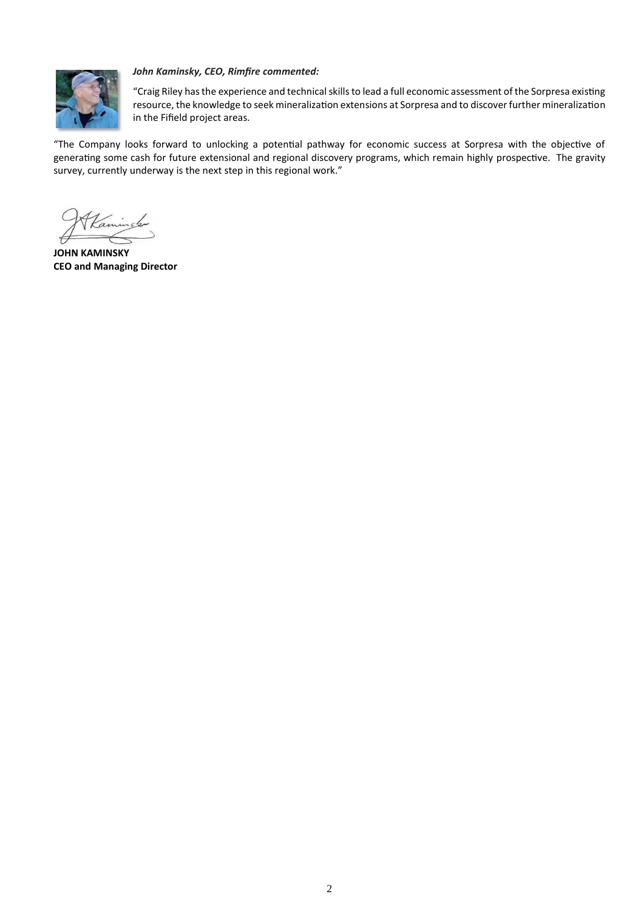***John Kaminsky, CEO, Rimfire commented:***

"Craig Riley has the experience and technical skills to lead a full economic assessment of the Sorpresa existing resource, the knowledge to seek mineralization extensions at Sorpresa and to discover further mineralization in the Fifield project areas.

"The Company looks forward to unlocking a potential pathway for economic success at Sorpresa with the objective of generating some cash for future extensional and regional discovery programs, which remain highly prospective. The gravity survey, currently underway is the next step in this regional work."

**JOHN KAMINSKY**
**CEO and Managing Director**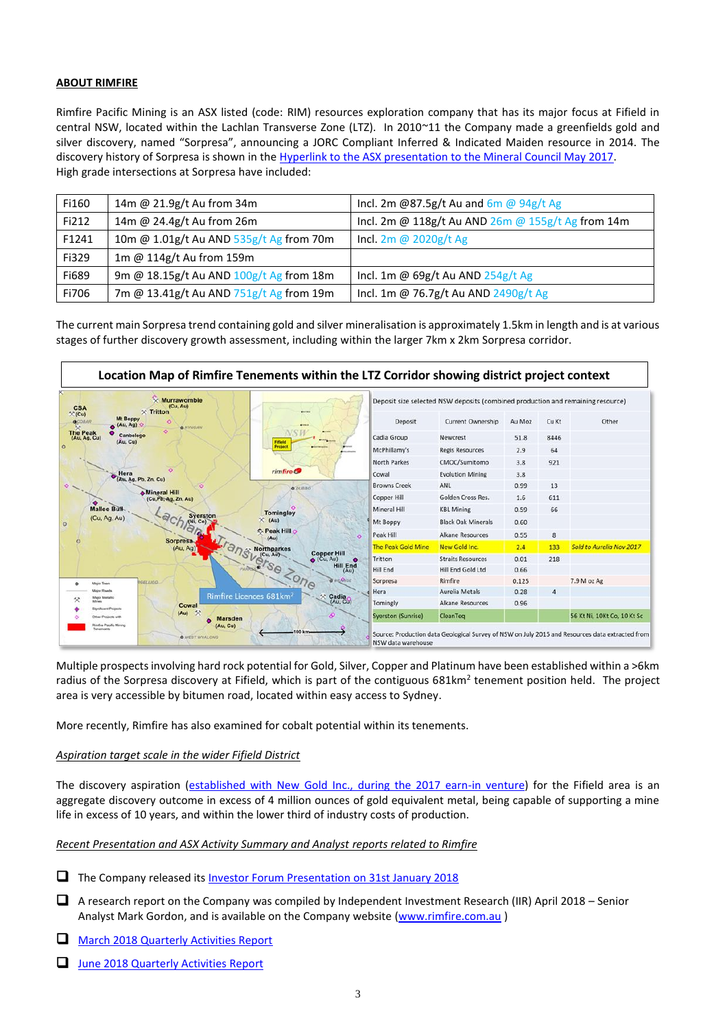## ABOUT RIMFIRE

Rimfire Pacific Mining is an ASX listed (code: RIM) resources exploration company that has its major focus at Fifield in central NSW, located within the Lachlan Transverse Zone (LTZ). In 2010~11 the Company made a greenfields gold and silver discovery, named "Sorpresa", announcing a JORC Compliant Inferred & Indicated Maiden resource in 2014. The discovery history of Sorpresa is shown in the [Hyperlink to the ASX presentation to the Mineral Council May 2017](). High grade intersections at Sorpresa have included:

| | | |
|---|---|---|
| Fi160 | 14m @ 21.9g/t Au from 34m | Incl. 2m @87.5g/t Au and 6m @ 94g/t Ag |
| Fi212 | 14m @ 24.4g/t Au from 26m | Incl. 2m @ 118g/t Au AND 26m @ 155g/t Ag from 14m |
| F1241 | 10m @ 1.01g/t Au AND 535g/t Ag from 70m | Incl. 2m @ 2020g/t Ag |
| Fi329 | 1m @ 114g/t Au from 159m | |
| Fi689 | 9m @ 18.15g/t Au AND 100g/t Ag from 18m | Incl. 1m @ 69g/t Au AND 254g/t Ag |
| Fi706 | 7m @ 13.41g/t Au AND 751g/t Ag from 19m | Incl. 1m @ 76.7g/t Au AND 2490g/t Ag |

The current main Sorpresa trend containing gold and silver mineralisation is approximately 1.5km in length and is at various stages of further discovery growth assessment, including within the larger 7km x 2km Sorpresa corridor.

**Location Map of Rimfire Tenements within the LTZ Corridor showing district project context**

Deposit size selected NSW deposits (combined production and remaining resource)

| Deposit | Current Ownership | Au Moz | Cu Kt | Other |
|---|---|---|---|---|
| Cadia Group | Newcrest | 51.8 | 8446 | |
| McPhillamy's | Regis Resources | 2.9 | 64 | |
| North Parkes | CMOC/Sumitomo | 3.8 | 921 | |
| Cowal | Evolution Mining | 3.8 | | |
| Browns Creek | ANL | 0.99 | 13 | |
| Copper Hill | Golden Cross Res. | 1.6 | 611 | |
| Mineral Hill | KBL Mining | 0.59 | 66 | |
| Mt Boppy | Black Oak Minerals | 0.60 | | |
| Peak Hill | Alkane Resources | 0.55 | 8 | |
| The Peak Gold Mine | New Gold Inc. | 2.4 | 133 | Sold to Aurelia Nov 2017 |
| Tritton | Straits Resources | 0.01 | 218 | |
| Hill End | Hill End Gold Ltd | 0.66 | | |
| Sorpresa | Rimfire | 0.125 | | 7.9 M oz Ag |
| Hera | Aurelia Metals | 0.28 | 4 | |
| Tomingly | Alkane Resources | 0.96 | | |
| Syerston (Sunrise) | CleanTeq | | | 56 Kt Ni, 10Kt Co, 10 Kt Sc |

Source: Production data Geological Survey of NSW on July 2015 and Resources data extracted from NSW data warehouse

Multiple prospects involving hard rock potential for Gold, Silver, Copper and Platinum have been established within a >6km radius of the Sorpresa discovery at Fifield, which is part of the contiguous 681km$^2$ tenement position held. The project area is very accessible by bitumen road, located within easy access to Sydney.

More recently, Rimfire has also examined for cobalt potential within its tenements.

*Aspiration target scale in the wider Fifield District*

The discovery aspiration ([established with New Gold Inc., during the 2017 earn-in venture]()) for the Fifield area is an aggregate discovery outcome in excess of 4 million ounces of gold equivalent metal, being capable of supporting a mine life in excess of 10 years, and within the lower third of industry costs of production.

*Recent Presentation and ASX Activity Summary and Analyst reports related to Rimfire*

- The Company released its [Investor Forum Presentation on 31st January 2018]()
- A research report on the Company was compiled by Independent Investment Research (IIR) April 2018 – Senior Analyst Mark Gordon, and is available on the Company website ([www.rimfire.com.au]() )
- [March 2018 Quarterly Activities Report]()
- [June 2018 Quarterly Activities Report]()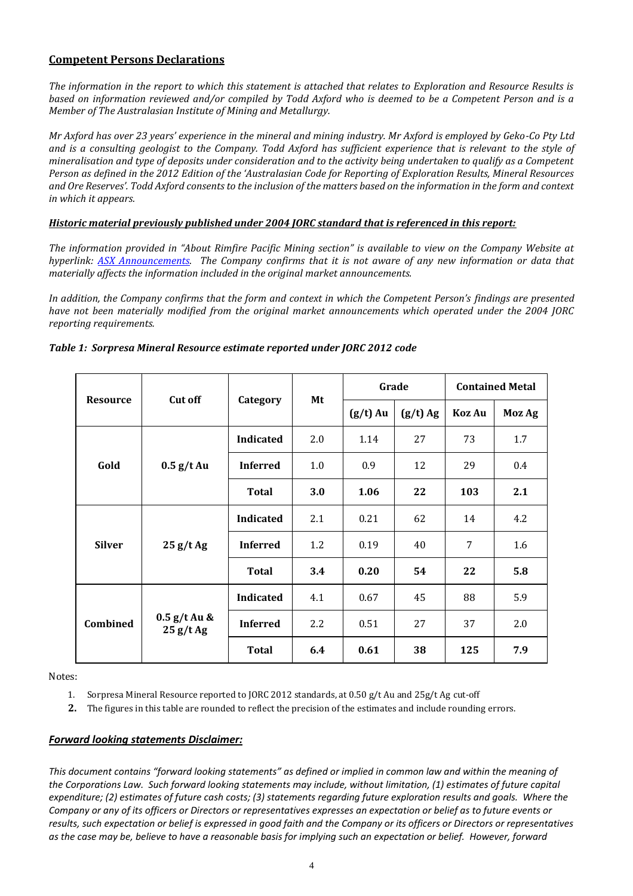## Competent Persons Declarations

*The information in the report to which this statement is attached that relates to Exploration and Resource Results is based on information reviewed and/or compiled by Todd Axford who is deemed to be a Competent Person and is a Member of The Australasian Institute of Mining and Metallurgy.*

*Mr Axford has over 23 years' experience in the mineral and mining industry. Mr Axford is employed by Geko-Co Pty Ltd and is a consulting geologist to the Company. Todd Axford has sufficient experience that is relevant to the style of mineralisation and type of deposits under consideration and to the activity being undertaken to qualify as a Competent Person as defined in the 2012 Edition of the 'Australasian Code for Reporting of Exploration Results, Mineral Resources and Ore Reserves'. Todd Axford consents to the inclusion of the matters based on the information in the form and context in which it appears.*

***Historic material previously published under 2004 JORC standard that is referenced in this report:***

*The information provided in "About Rimfire Pacific Mining section" is available to view on the Company Website at hyperlink: ASX Announcements. The Company confirms that it is not aware of any new information or data that materially affects the information included in the original market announcements.*

*In addition, the Company confirms that the form and context in which the Competent Person's findings are presented have not been materially modified from the original market announcements which operated under the 2004 JORC reporting requirements.*

***Table 1: Sorpresa Mineral Resource estimate reported under JORC 2012 code***

| Resource | Cut off | Category | Mt | Grade | | Contained Metal | |
|---|---|---|---|---|---|---|---|
| | | | | (g/t) Au | (g/t) Ag | Koz Au | Moz Ag |
| Gold | 0.5 g/t Au | Indicated | 2.0 | 1.14 | 27 | 73 | 1.7 |
| | | Inferred | 1.0 | 0.9 | 12 | 29 | 0.4 |
| | | **Total** | **3.0** | **1.06** | **22** | **103** | **2.1** |
| Silver | 25 g/t Ag | Indicated | 2.1 | 0.21 | 62 | 14 | 4.2 |
| | | Inferred | 1.2 | 0.19 | 40 | 7 | 1.6 |
| | | **Total** | **3.4** | **0.20** | **54** | **22** | **5.8** |
| Combined | 0.5 g/t Au & 25 g/t Ag | Indicated | 4.1 | 0.67 | 45 | 88 | 5.9 |
| | | Inferred | 2.2 | 0.51 | 27 | 37 | 2.0 |
| | | **Total** | **6.4** | **0.61** | **38** | **125** | **7.9** |

Notes:

1. Sorpresa Mineral Resource reported to JORC 2012 standards, at 0.50 g/t Au and 25g/t Ag cut-off
2. The figures in this table are rounded to reflect the precision of the estimates and include rounding errors.

***Forward looking statements Disclaimer:***

*This document contains "forward looking statements" as defined or implied in common law and within the meaning of the Corporations Law. Such forward looking statements may include, without limitation, (1) estimates of future capital expenditure; (2) estimates of future cash costs; (3) statements regarding future exploration results and goals. Where the Company or any of its officers or Directors or representatives expresses an expectation or belief as to future events or results, such expectation or belief is expressed in good faith and the Company or its officers or Directors or representatives as the case may be, believe to have a reasonable basis for implying such an expectation or belief. However, forward*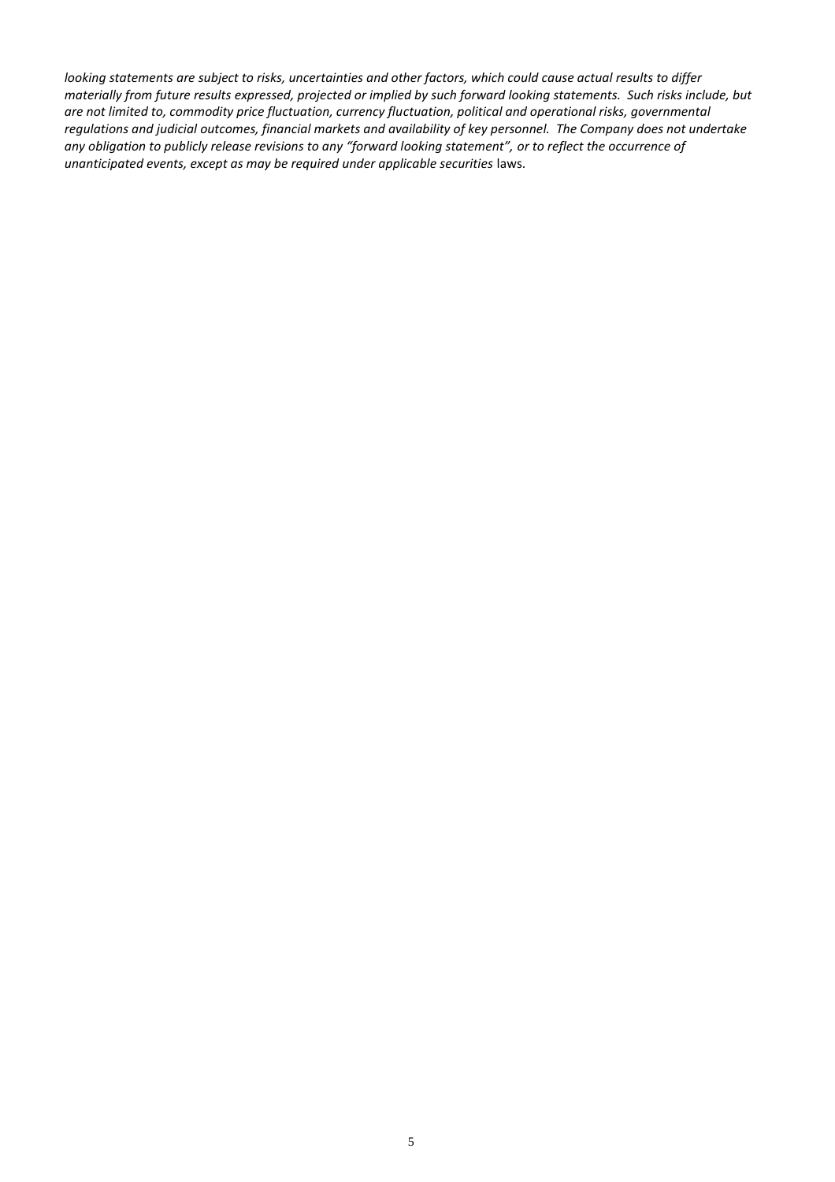*looking statements are subject to risks, uncertainties and other factors, which could cause actual results to differ materially from future results expressed, projected or implied by such forward looking statements. Such risks include, but are not limited to, commodity price fluctuation, currency fluctuation, political and operational risks, governmental regulations and judicial outcomes, financial markets and availability of key personnel. The Company does not undertake any obligation to publicly release revisions to any "forward looking statement", or to reflect the occurrence of unanticipated events, except as may be required under applicable securities* laws.